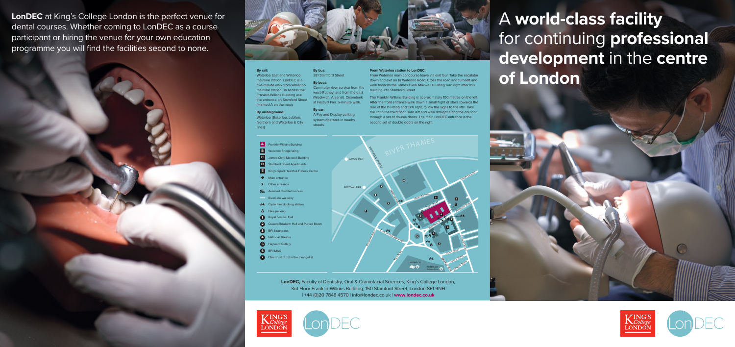**LonDEC** at King's College London is the perfect venue for dental courses. Whether coming to LonDEC as a course participant or hiring the venue for your own education programme you will find the facilities second to none.

# A **world-class facility** for continuing **professional development** in the **centre of London**

**By rail:**
Waterloo East and Waterloo mainline station. LonDEC is a five-minute walk from Waterloo mainline station. To access the Franklin-Wilkins Building use the entrance on Stamford Street (marked A on the map).

**By underground:**
Waterloo (Bakerloo, Jubilee, Northern and Waterloo & City lines).

**By bus:**
381 Stamford Street

**By boat:**
Commuter river service from the west (Putney) and from the east (Woolwich, Arsenal). Disembark at Festival Pier. 5-minute walk.

**By car:**
A Pay and Display parking system operates in nearby streets.

**From Waterloo station to LonDEC:**
From Waterloo main concourse leave via exit four. Take the escalator down and exit on to Waterloo Road. Cross the road and turn left and walk towards the James Clerk Maxwell Building.Turn right after this building into Stamford Street.

The Franklin-Wilkins Building is approximately 100 metres on the left. After the front entrance walk down a small flight of stairs towards the rear of the building and turn right, follow the signs to the lifts. Take the lift to the third floor. Turn left and walk straight along the corridor through a set of double doors. The main LonDEC entrance is the second set of double doors on the right.

- A Franklin-Wilkins Building
- B Waterloo Bridge Wing
- C James Clerk Maxwell Building
- D Stamford Street Apartments
- E King's Sport Health & Fitness Centre
- Main entrance
- Other entrance
- Assisted disabled access
- Riverside walkway
- Cycle hire docking station
- Bike parking
- 1 Royal Festival Hall
- 2 Queen Elizabeth Hall and Purcell Room
- 3 BFI Southbank
- 4 National Theatre
- 5 Hayward Gallery
- 6 BFI IMAX
- 7 Church of St John the Evangelist

**LonDEC,** Faculty of Dentistry, Oral & Craniofacial Sciences, King's College London, 3rd Floor Franklin-Wilkins Building, 150 Stamford Street, London SE1 9NH | +44 (0)20 7848 4570 | info@londec.co.uk | **www.londec.co.uk**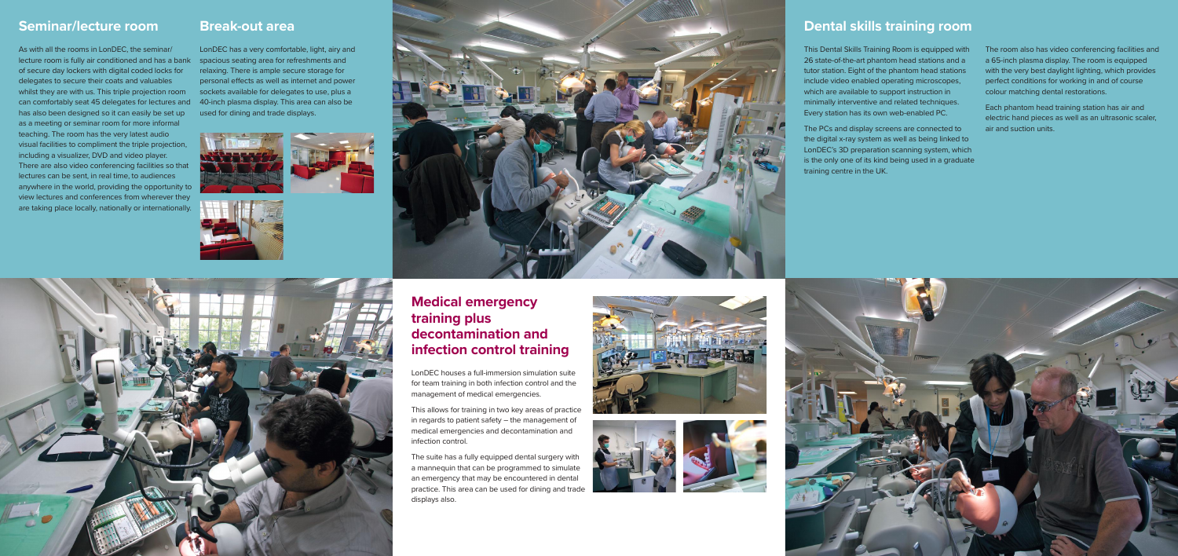## Seminar/lecture room

As with all the rooms in LonDEC, the seminar/lecture room is fully air conditioned and has a bank of secure day lockers with digital coded locks for delegates to secure their coats and valuables whilst they are with us. This triple projection room can comfortably seat 45 delegates for lectures and has also been designed so it can easily be set up as a meeting or seminar room for more informal teaching. The room has the very latest audio visual facilities to compliment the triple projection, including a visualizer, DVD and video player. There are also video conferencing facilities so that lectures can be sent, in real time, to audiences anywhere in the world, providing the opportunity to view lectures and conferences from wherever they are taking place locally, nationally or internationally.

## Break-out area

LonDEC has a very comfortable, light, airy and spacious seating area for refreshments and relaxing. There is ample secure storage for personal effects as well as internet and power sockets available for delegates to use, plus a 40-inch plasma display. This area can also be used for dining and trade displays.

## Dental skills training room

This Dental Skills Training Room is equipped with 26 state-of-the-art phantom head stations and a tutor station. Eight of the phantom head stations include video enabled operating microscopes, which are available to support instruction in minimally interventive and related techniques. Every station has its own web-enabled PC.

The PCs and display screens are connected to the digital x-ray system as well as being linked to LonDEC's 3D preparation scanning system, which is the only one of its kind being used in a graduate training centre in the UK.

The room also has video conferencing facilities and a 65-inch plasma display. The room is equipped with the very best daylight lighting, which provides perfect conditions for working in and of course colour matching dental restorations.

Each phantom head training station has air and electric hand pieces as well as an ultrasonic scaler, air and suction units.

## Medical emergency training plus decontamination and infection control training

LonDEC houses a full-immersion simulation suite for team training in both infection control and the management of medical emergencies.

This allows for training in two key areas of practice in regards to patient safety – the management of medical emergencies and decontamination and infection control.

The suite has a fully equipped dental surgery with a mannequin that can be programmed to simulate an emergency that may be encountered in dental practice. This area can be used for dining and trade displays also.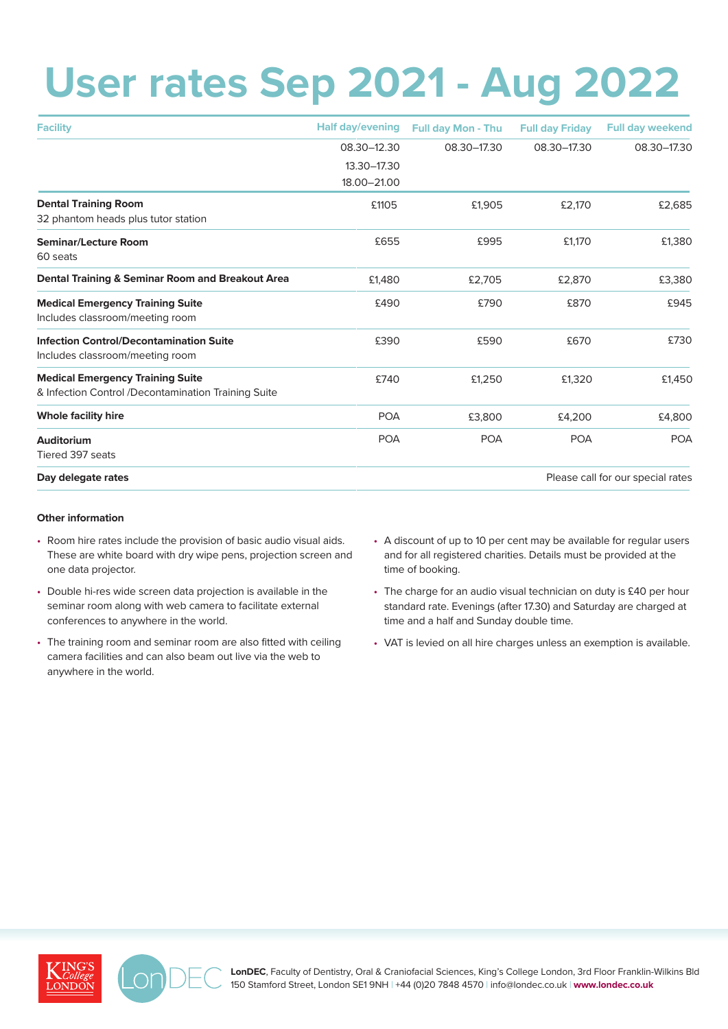# User rates Sep 2021 - Aug 2022

| Facility | Half day/evening | Full day Mon - Thu | Full day Friday | Full day weekend |
|---|---|---|---|---|
| | 08.30–12.30<br>13.30–17.30<br>18.00–21.00 | 08.30–17.30 | 08.30–17.30 | 08.30–17.30 |
| **Dental Training Room**<br>32 phantom heads plus tutor station | £1105 | £1,905 | £2,170 | £2,685 |
| **Seminar/Lecture Room**<br>60 seats | £655 | £995 | £1,170 | £1,380 |
| **Dental Training & Seminar Room and Breakout Area** | £1,480 | £2,705 | £2,870 | £3,380 |
| **Medical Emergency Training Suite**<br>Includes classroom/meeting room | £490 | £790 | £870 | £945 |
| **Infection Control/Decontamination Suite**<br>Includes classroom/meeting room | £390 | £590 | £670 | £730 |
| **Medical Emergency Training Suite**<br>& Infection Control /Decontamination Training Suite | £740 | £1,250 | £1,320 | £1,450 |
| **Whole facility hire** | POA | £3,800 | £4,200 | £4,800 |
| **Auditorium**<br>Tiered 397 seats | POA | POA | POA | POA |
| **Day delegate rates** | | | | Please call for our special rates |

**Other information**

- Room hire rates include the provision of basic audio visual aids. These are white board with dry wipe pens, projection screen and one data projector.
- Double hi-res wide screen data projection is available in the seminar room along with web camera to facilitate external conferences to anywhere in the world.
- The training room and seminar room are also fitted with ceiling camera facilities and can also beam out live via the web to anywhere in the world.
- A discount of up to 10 per cent may be available for regular users and for all registered charities. Details must be provided at the time of booking.
- The charge for an audio visual technician on duty is £40 per hour standard rate. Evenings (after 17.30) and Saturday are charged at time and a half and Sunday double time.
- VAT is levied on all hire charges unless an exemption is available.

**LonDEC**, Faculty of Dentistry, Oral & Craniofacial Sciences, King's College London, 3rd Floor Franklin-Wilkins Bld
150 Stamford Street, London SE1 9NH | +44 (0)20 7848 4570 | info@londec.co.uk | **www.londec.co.uk**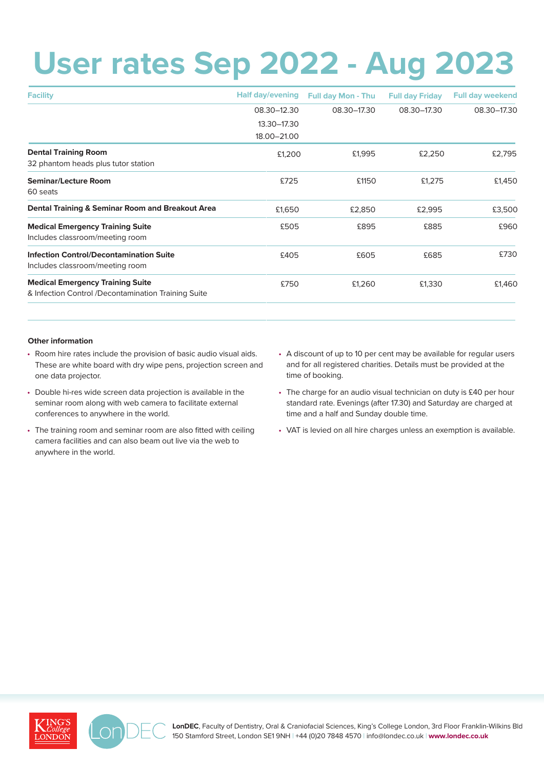# User rates Sep 2022 - Aug 2023

| Facility | Half day/evening | Full day Mon - Thu | Full day Friday | Full day weekend |
|---|---|---|---|---|
| | 08.30–12.30<br>13.30–17.30<br>18.00–21.00 | 08.30–17.30 | 08.30–17.30 | 08.30–17.30 |
| **Dental Training Room**<br>32 phantom heads plus tutor station | £1,200 | £1,995 | £2,250 | £2,795 |
| **Seminar/Lecture Room**<br>60 seats | £725 | £1150 | £1,275 | £1,450 |
| **Dental Training & Seminar Room and Breakout Area** | £1,650 | £2,850 | £2,995 | £3,500 |
| **Medical Emergency Training Suite**<br>Includes classroom/meeting room | £505 | £895 | £885 | £960 |
| **Infection Control/Decontamination Suite**<br>Includes classroom/meeting room | £405 | £605 | £685 | £730 |
| **Medical Emergency Training Suite**<br>& Infection Control /Decontamination Training Suite | £750 | £1,260 | £1,330 | £1,460 |

**Other information**

- Room hire rates include the provision of basic audio visual aids. These are white board with dry wipe pens, projection screen and one data projector.
- Double hi-res wide screen data projection is available in the seminar room along with web camera to facilitate external conferences to anywhere in the world.
- The training room and seminar room are also fitted with ceiling camera facilities and can also beam out live via the web to anywhere in the world.
- A discount of up to 10 per cent may be available for regular users and for all registered charities. Details must be provided at the time of booking.
- The charge for an audio visual technician on duty is £40 per hour standard rate. Evenings (after 17.30) and Saturday are charged at time and a half and Sunday double time.
- VAT is levied on all hire charges unless an exemption is available.

**LonDEC**, Faculty of Dentistry, Oral & Craniofacial Sciences, King's College London, 3rd Floor Franklin-Wilkins Bld 150 Stamford Street, London SE1 9NH | +44 (0)20 7848 4570 | info@londec.co.uk | **www.londec.co.uk**